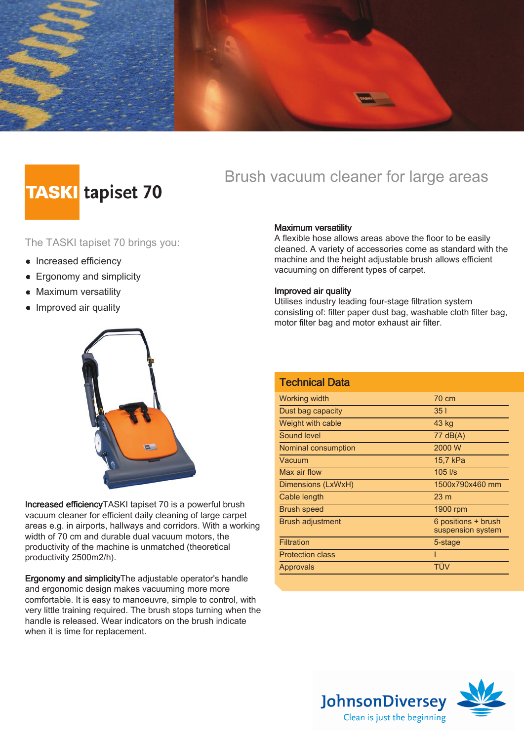# TASKI tapiset 70

## Brush vacuum cleaner for large areas

The TASKI tapiset 70 brings you:

- Increased efficiency
- Ergonomy and simplicity
- Maximum versatility
- Improved air quality

**Increased efficiency** TASKI tapiset 70 is a powerful brush vacuum cleaner for efficient daily cleaning of large carpet areas e.g. in airports, hallways and corridors. With a working width of 70 cm and durable dual vacuum motors, the productivity of the machine is unmatched (theoretical productivity 2500m2/h).

**Ergonomy and simplicity** The adjustable operator's handle and ergonomic design makes vacuuming more more comfortable. It is easy to manoeuvre, simple to control, with very little training required. The brush stops turning when the handle is released. Wear indicators on the brush indicate when it is time for replacement.

**Maximum versatility**
A flexible hose allows areas above the floor to be easily cleaned. A variety of accessories come as standard with the machine and the height adjustable brush allows efficient vacuuming on different types of carpet.

**Improved air quality**
Utilises industry leading four-stage filtration system consisting of: filter paper dust bag, washable cloth filter bag, motor filter bag and motor exhaust air filter.

### Technical Data

| | |
|---|---|
| Working width | 70 cm |
| Dust bag capacity | 35 l |
| Weight with cable | 43 kg |
| Sound level | 77 dB(A) |
| Nominal consumption | 2000 W |
| Vacuum | 15,7 kPa |
| Max air flow | 105 l/s |
| Dimensions (LxWxH) | 1500x790x460 mm |
| Cable length | 23 m |
| Brush speed | 1900 rpm |
| Brush adjustment | 6 positions + brush suspension system |
| Filtration | 5-stage |
| Protection class | I |
| Approvals | TÜV |

JohnsonDiversey
Clean is just the beginning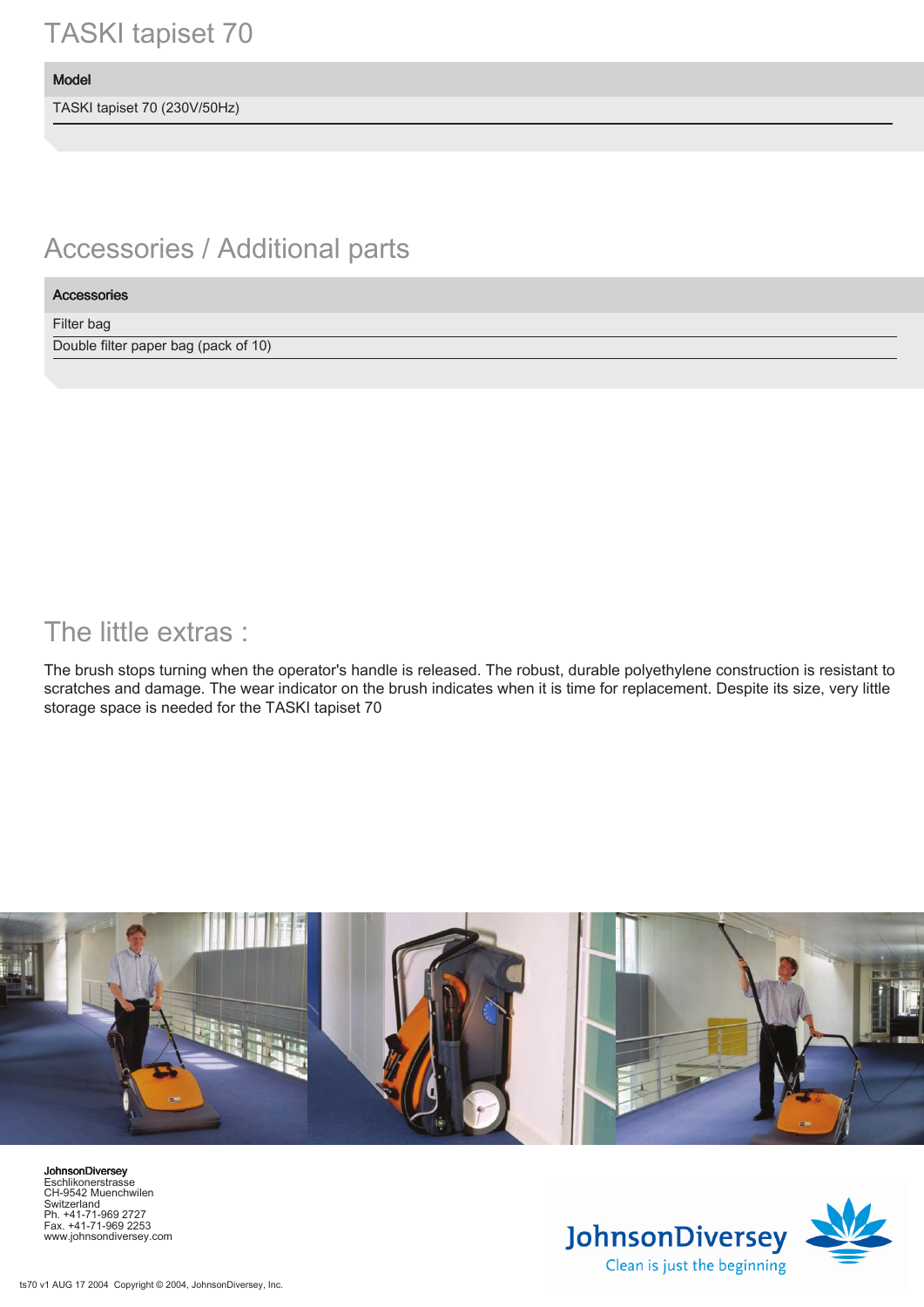# TASKI tapiset 70

| Model |
| --- |
| TASKI tapiset 70 (230V/50Hz) |

## Accessories / Additional parts

| Accessories |
| --- |
| Filter bag |
| Double filter paper bag (pack of 10) |

## The little extras :

The brush stops turning when the operator's handle is released. The robust, durable polyethylene construction is resistant to scratches and damage. The wear indicator on the brush indicates when it is time for replacement. Despite its size, very little storage space is needed for the TASKI tapiset 70

**JohnsonDiversey**
Eschlikonerstrasse
CH-9542 Muenchwilen
Switzerland
Ph. +41-71-969 2727
Fax. +41-71-969 2253
www.johnsondiversey.com

JohnsonDiversey
Clean is just the beginning

ts70 v1 AUG 17 2004 Copyright © 2004, JohnsonDiversey, Inc.